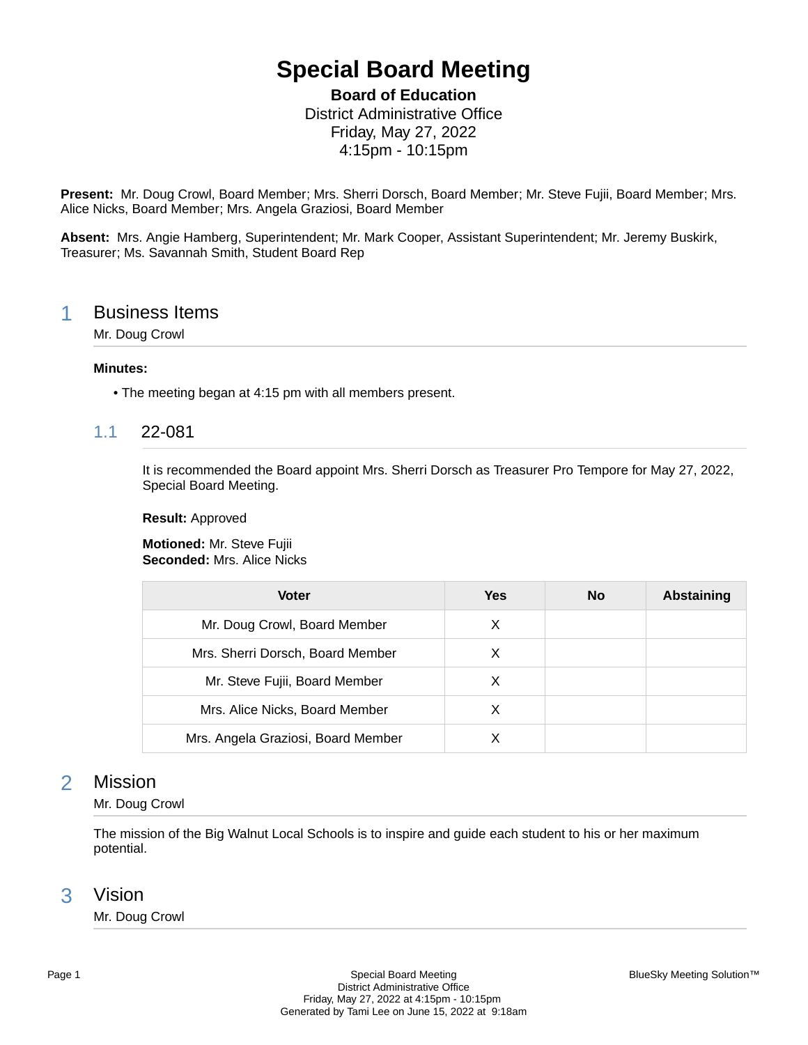# Special Board Meeting

**Board of Education**
District Administrative Office
Friday, May 27, 2022
4:15pm - 10:15pm

**Present:** Mr. Doug Crowl, Board Member; Mrs. Sherri Dorsch, Board Member; Mr. Steve Fujii, Board Member; Mrs. Alice Nicks, Board Member; Mrs. Angela Graziosi, Board Member

**Absent:** Mrs. Angie Hamberg, Superintendent; Mr. Mark Cooper, Assistant Superintendent; Mr. Jeremy Buskirk, Treasurer; Ms. Savannah Smith, Student Board Rep

## 1 Business Items

Mr. Doug Crowl

**Minutes:**

- The meeting began at 4:15 pm with all members present.

### 1.1 22-081

It is recommended the Board appoint Mrs. Sherri Dorsch as Treasurer Pro Tempore for May 27, 2022, Special Board Meeting.

**Result:** Approved

**Motioned:** Mr. Steve Fujii
**Seconded:** Mrs. Alice Nicks

| Voter | Yes | No | Abstaining |
|---|---|---|---|
| Mr. Doug Crowl, Board Member | X | | |
| Mrs. Sherri Dorsch, Board Member | X | | |
| Mr. Steve Fujii, Board Member | X | | |
| Mrs. Alice Nicks, Board Member | X | | |
| Mrs. Angela Graziosi, Board Member | X | | |

## 2 Mission

Mr. Doug Crowl

The mission of the Big Walnut Local Schools is to inspire and guide each student to his or her maximum potential.

## 3 Vision

Mr. Doug Crowl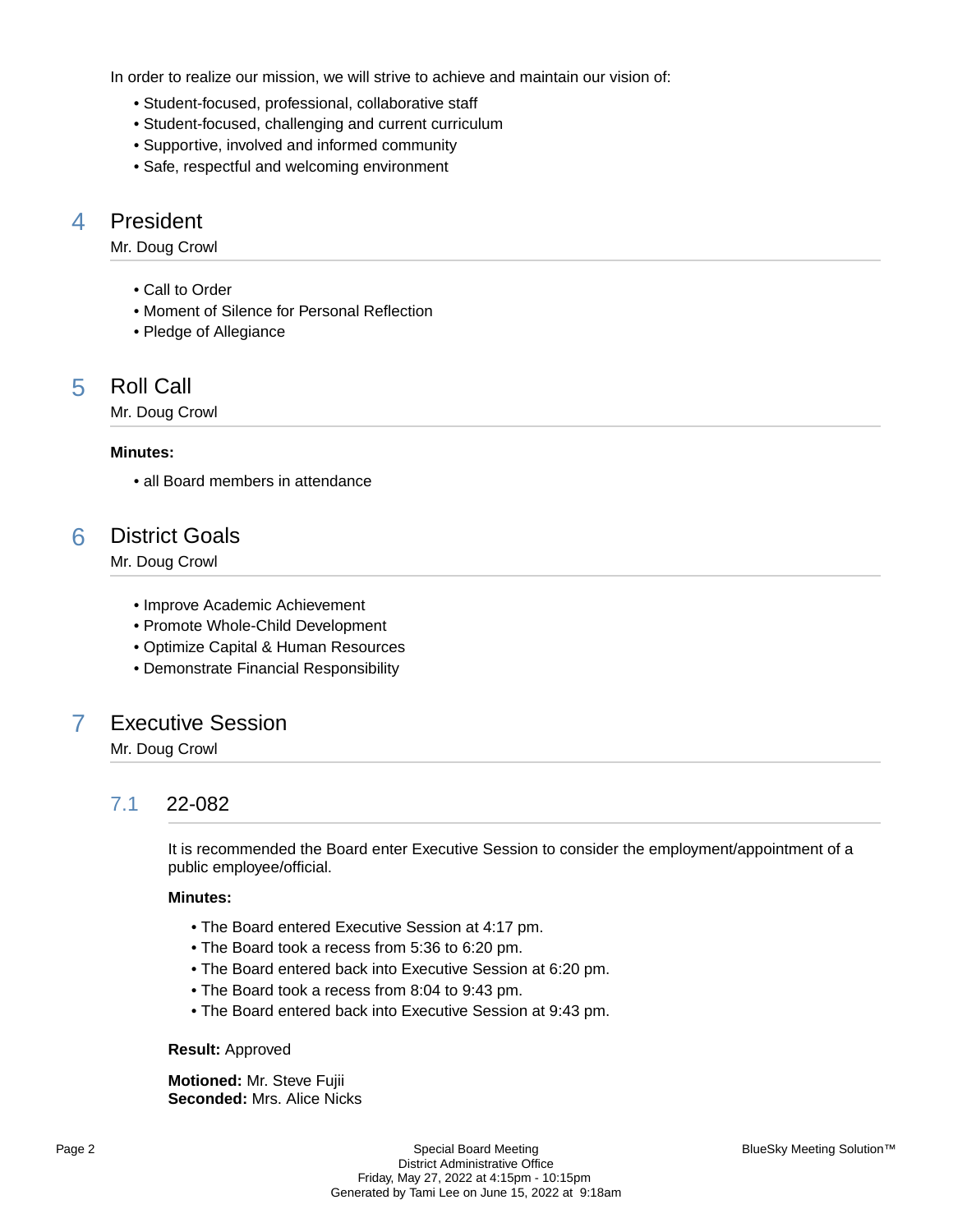In order to realize our mission, we will strive to achieve and maintain our vision of:

- Student-focused, professional, collaborative staff
- Student-focused, challenging and current curriculum
- Supportive, involved and informed community
- Safe, respectful and welcoming environment

## 4 President

Mr. Doug Crowl

- Call to Order
- Moment of Silence for Personal Reflection
- Pledge of Allegiance

## 5 Roll Call

Mr. Doug Crowl

**Minutes:**

- all Board members in attendance

## 6 District Goals

Mr. Doug Crowl

- Improve Academic Achievement
- Promote Whole-Child Development
- Optimize Capital & Human Resources
- Demonstrate Financial Responsibility

## 7 Executive Session

Mr. Doug Crowl

### 7.1 22-082

It is recommended the Board enter Executive Session to consider the employment/appointment of a public employee/official.

**Minutes:**

- The Board entered Executive Session at 4:17 pm.
- The Board took a recess from 5:36 to 6:20 pm.
- The Board entered back into Executive Session at 6:20 pm.
- The Board took a recess from 8:04 to 9:43 pm.
- The Board entered back into Executive Session at 9:43 pm.

**Result:** Approved

**Motioned:** Mr. Steve Fujii
**Seconded:** Mrs. Alice Nicks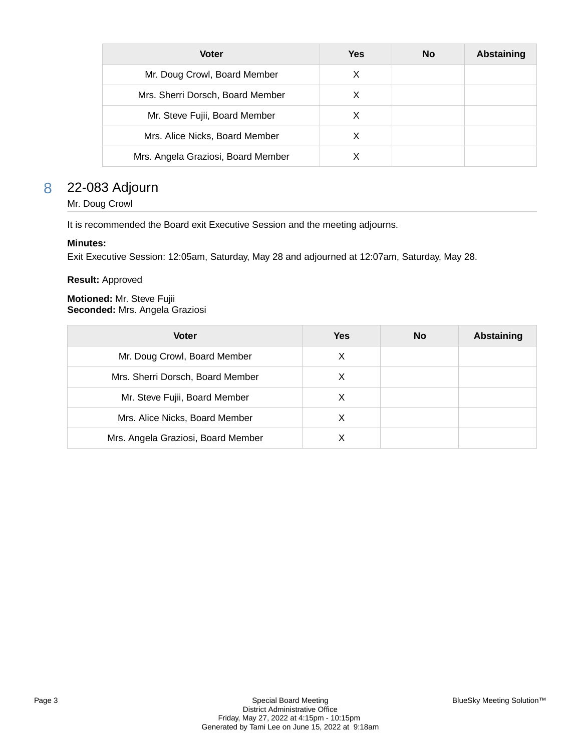| Voter | Yes | No | Abstaining |
|---|---|---|---|
| Mr. Doug Crowl, Board Member | X | | |
| Mrs. Sherri Dorsch, Board Member | X | | |
| Mr. Steve Fujii, Board Member | X | | |
| Mrs. Alice Nicks, Board Member | X | | |
| Mrs. Angela Graziosi, Board Member | X | | |

## 8 22-083 Adjourn

Mr. Doug Crowl

It is recommended the Board exit Executive Session and the meeting adjourns.

**Minutes:**

Exit Executive Session: 12:05am, Saturday, May 28 and adjourned at 12:07am, Saturday, May 28.

**Result:** Approved

**Motioned:** Mr. Steve Fujii
**Seconded:** Mrs. Angela Graziosi

| Voter | Yes | No | Abstaining |
|---|---|---|---|
| Mr. Doug Crowl, Board Member | X | | |
| Mrs. Sherri Dorsch, Board Member | X | | |
| Mr. Steve Fujii, Board Member | X | | |
| Mrs. Alice Nicks, Board Member | X | | |
| Mrs. Angela Graziosi, Board Member | X | | |